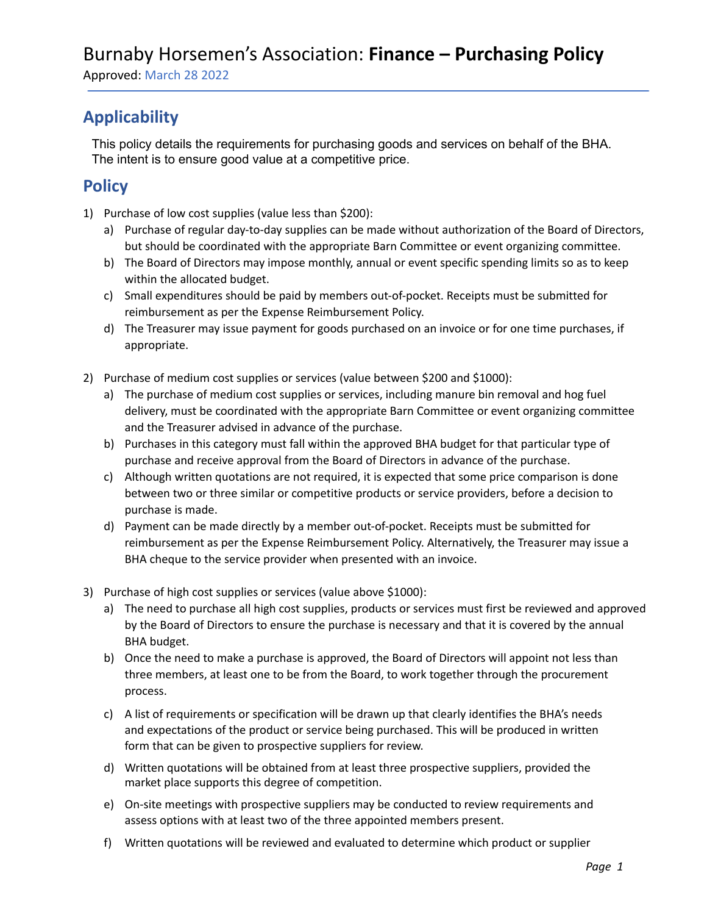# Burnaby Horsemen's Association: **Finance – Purchasing Policy**

Approved: March 28 2022

## Applicability

This policy details the requirements for purchasing goods and services on behalf of the BHA. The intent is to ensure good value at a competitive price.

## Policy

1) Purchase of low cost supplies (value less than $200):
   a) Purchase of regular day-to-day supplies can be made without authorization of the Board of Directors, but should be coordinated with the appropriate Barn Committee or event organizing committee.
   b) The Board of Directors may impose monthly, annual or event specific spending limits so as to keep within the allocated budget.
   c) Small expenditures should be paid by members out-of-pocket. Receipts must be submitted for reimbursement as per the Expense Reimbursement Policy.
   d) The Treasurer may issue payment for goods purchased on an invoice or for one time purchases, if appropriate.

2) Purchase of medium cost supplies or services (value between $200 and $1000):
   a) The purchase of medium cost supplies or services, including manure bin removal and hog fuel delivery, must be coordinated with the appropriate Barn Committee or event organizing committee and the Treasurer advised in advance of the purchase.
   b) Purchases in this category must fall within the approved BHA budget for that particular type of purchase and receive approval from the Board of Directors in advance of the purchase.
   c) Although written quotations are not required, it is expected that some price comparison is done between two or three similar or competitive products or service providers, before a decision to purchase is made.
   d) Payment can be made directly by a member out-of-pocket. Receipts must be submitted for reimbursement as per the Expense Reimbursement Policy. Alternatively, the Treasurer may issue a BHA cheque to the service provider when presented with an invoice.

3) Purchase of high cost supplies or services (value above $1000):
   a) The need to purchase all high cost supplies, products or services must first be reviewed and approved by the Board of Directors to ensure the purchase is necessary and that it is covered by the annual BHA budget.
   b) Once the need to make a purchase is approved, the Board of Directors will appoint not less than three members, at least one to be from the Board, to work together through the procurement process.
   c) A list of requirements or specification will be drawn up that clearly identifies the BHA's needs and expectations of the product or service being purchased. This will be produced in written form that can be given to prospective suppliers for review.
   d) Written quotations will be obtained from at least three prospective suppliers, provided the market place supports this degree of competition.
   e) On-site meetings with prospective suppliers may be conducted to review requirements and assess options with at least two of the three appointed members present.
   f) Written quotations will be reviewed and evaluated to determine which product or supplier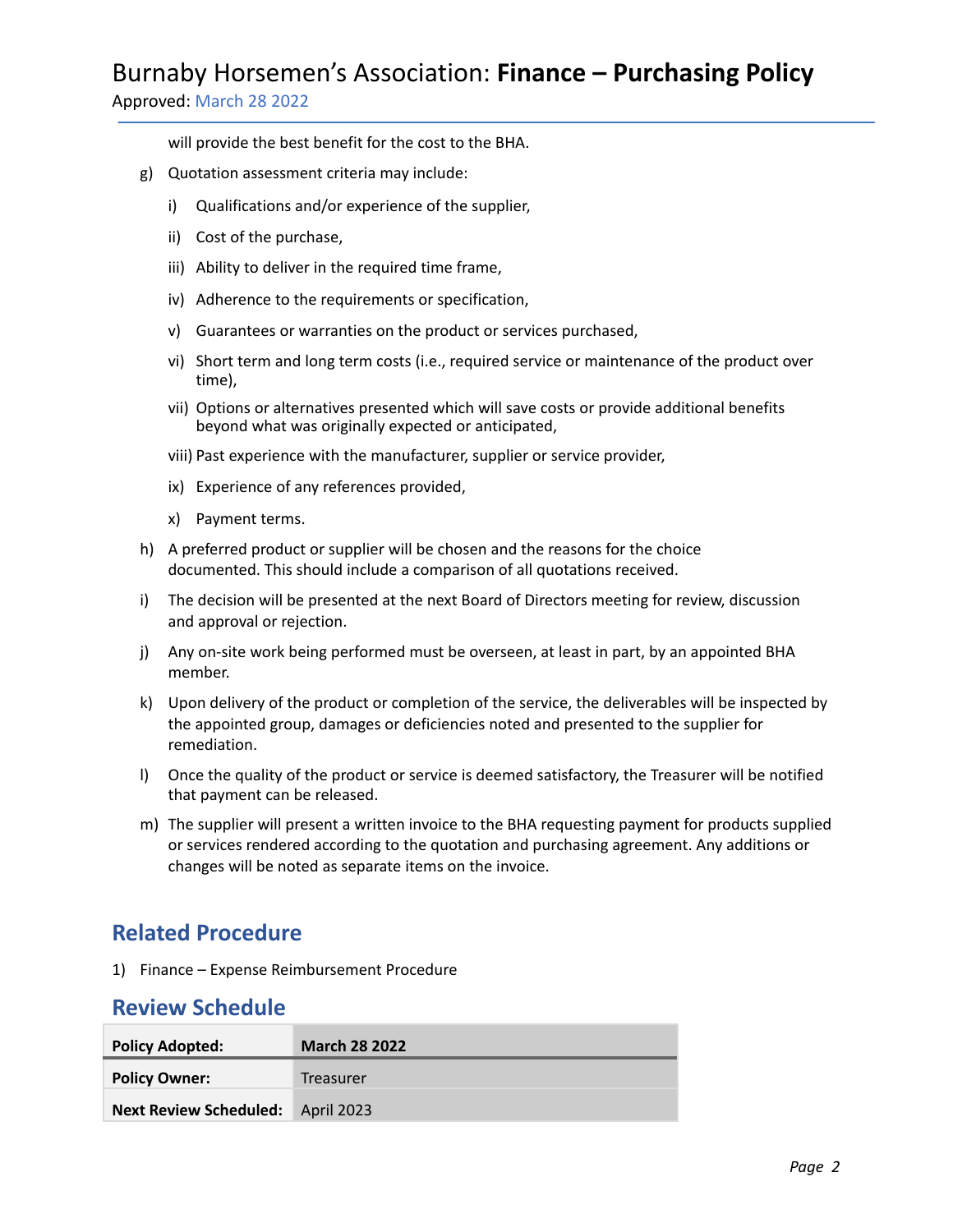will provide the best benefit for the cost to the BHA.

g) Quotation assessment criteria may include:

   i) Qualifications and/or experience of the supplier,

   ii) Cost of the purchase,

   iii) Ability to deliver in the required time frame,

   iv) Adherence to the requirements or specification,

   v) Guarantees or warranties on the product or services purchased,

   vi) Short term and long term costs (i.e., required service or maintenance of the product over time),

   vii) Options or alternatives presented which will save costs or provide additional benefits beyond what was originally expected or anticipated,

   viii) Past experience with the manufacturer, supplier or service provider,

   ix) Experience of any references provided,

   x) Payment terms.

h) A preferred product or supplier will be chosen and the reasons for the choice documented. This should include a comparison of all quotations received.

i) The decision will be presented at the next Board of Directors meeting for review, discussion and approval or rejection.

j) Any on-site work being performed must be overseen, at least in part, by an appointed BHA member.

k) Upon delivery of the product or completion of the service, the deliverables will be inspected by the appointed group, damages or deficiencies noted and presented to the supplier for remediation.

l) Once the quality of the product or service is deemed satisfactory, the Treasurer will be notified that payment can be released.

m) The supplier will present a written invoice to the BHA requesting payment for products supplied or services rendered according to the quotation and purchasing agreement. Any additions or changes will be noted as separate items on the invoice.

## Related Procedure

1) Finance – Expense Reimbursement Procedure

## Review Schedule

| **Policy Adopted:** | **March 28 2022** |
|---|---|
| **Policy Owner:** | Treasurer |
| **Next Review Scheduled:** | April 2023 |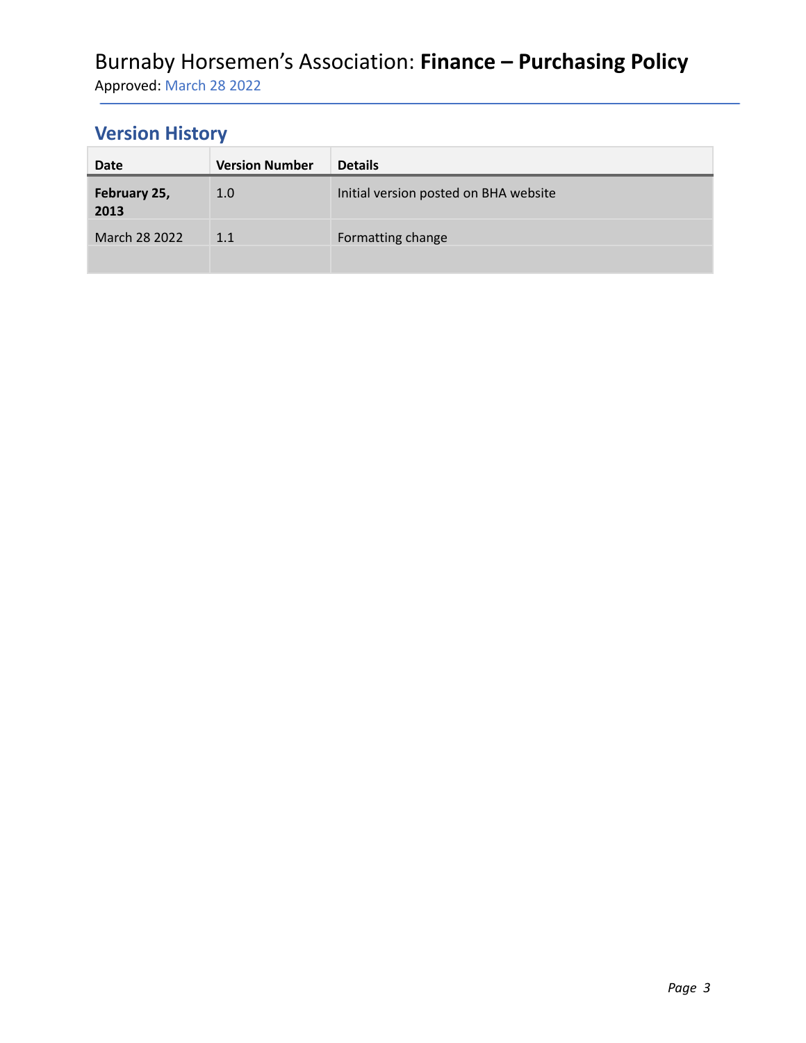## Version History

| Date | Version Number | Details |
|---|---|---|
| **February 25, 2013** | 1.0 | Initial version posted on BHA website |
| March 28 2022 | 1.1 | Formatting change |
| | | |